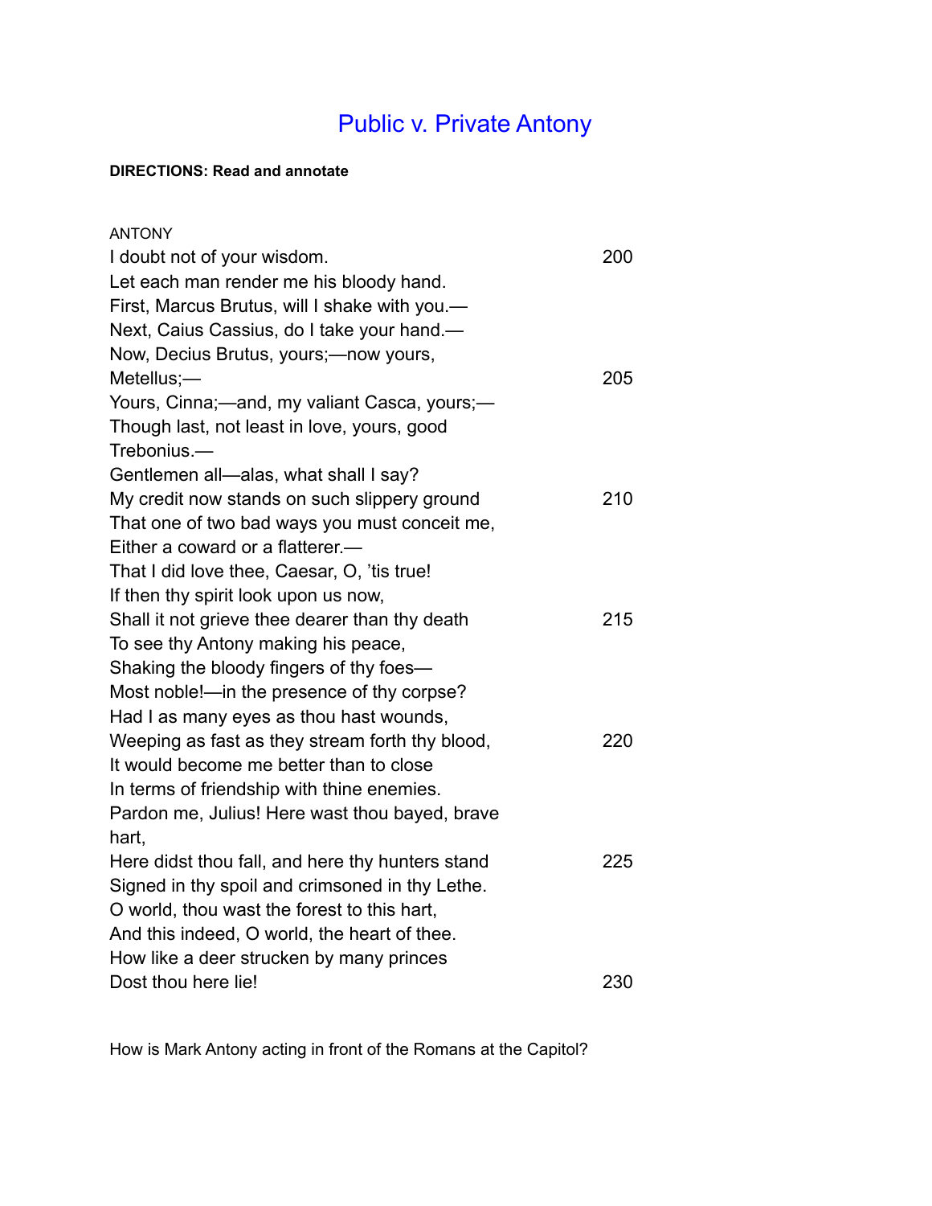# Public v. Private Antony

**DIRECTIONS: Read and annotate**

ANTONY

I doubt not of your wisdom. 200
Let each man render me his bloody hand.
First, Marcus Brutus, will I shake with you.—
Next, Caius Cassius, do I take your hand.—
Now, Decius Brutus, yours;—now yours,
Metellus;— 205
Yours, Cinna;—and, my valiant Casca, yours;—
Though last, not least in love, yours, good
Trebonius.—
Gentlemen all—alas, what shall I say?
My credit now stands on such slippery ground 210
That one of two bad ways you must conceit me,
Either a coward or a flatterer.—
That I did love thee, Caesar, O, 'tis true!
If then thy spirit look upon us now,
Shall it not grieve thee dearer than thy death 215
To see thy Antony making his peace,
Shaking the bloody fingers of thy foes—
Most noble!—in the presence of thy corpse?
Had I as many eyes as thou hast wounds,
Weeping as fast as they stream forth thy blood, 220
It would become me better than to close
In terms of friendship with thine enemies.
Pardon me, Julius! Here wast thou bayed, brave
hart,
Here didst thou fall, and here thy hunters stand 225
Signed in thy spoil and crimsoned in thy Lethe.
O world, thou wast the forest to this hart,
And this indeed, O world, the heart of thee.
How like a deer strucken by many princes
Dost thou here lie! 230

How is Mark Antony acting in front of the Romans at the Capitol?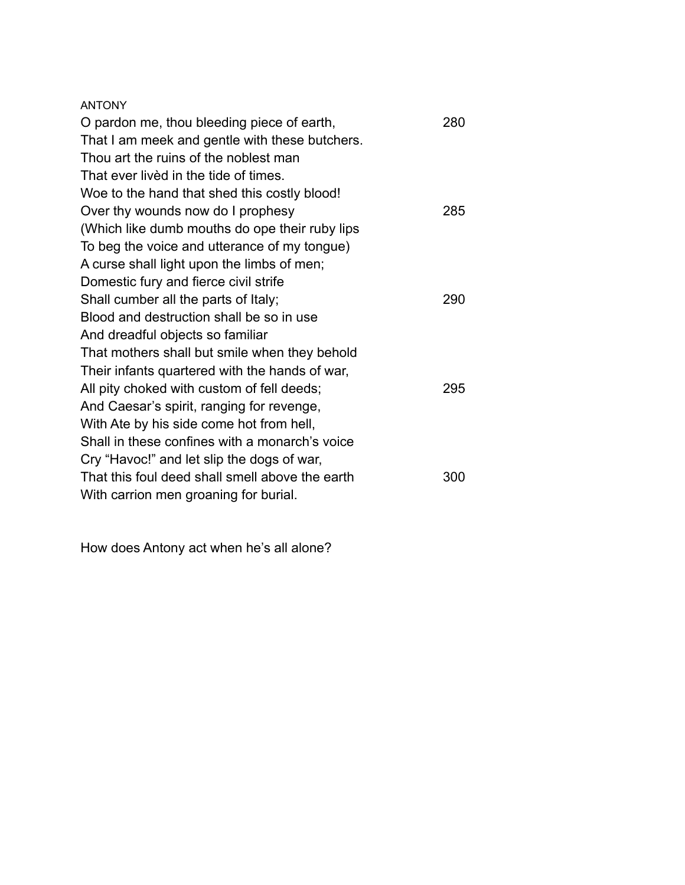ANTONY

O pardon me, thou bleeding piece of earth, 280
That I am meek and gentle with these butchers.
Thou art the ruins of the noblest man
That ever livèd in the tide of times.
Woe to the hand that shed this costly blood!
Over thy wounds now do I prophesy 285
(Which like dumb mouths do ope their ruby lips
To beg the voice and utterance of my tongue)
A curse shall light upon the limbs of men;
Domestic fury and fierce civil strife
Shall cumber all the parts of Italy; 290
Blood and destruction shall be so in use
And dreadful objects so familiar
That mothers shall but smile when they behold
Their infants quartered with the hands of war,
All pity choked with custom of fell deeds; 295
And Caesar's spirit, ranging for revenge,
With Ate by his side come hot from hell,
Shall in these confines with a monarch's voice
Cry "Havoc!" and let slip the dogs of war,
That this foul deed shall smell above the earth 300
With carrion men groaning for burial.

How does Antony act when he's all alone?